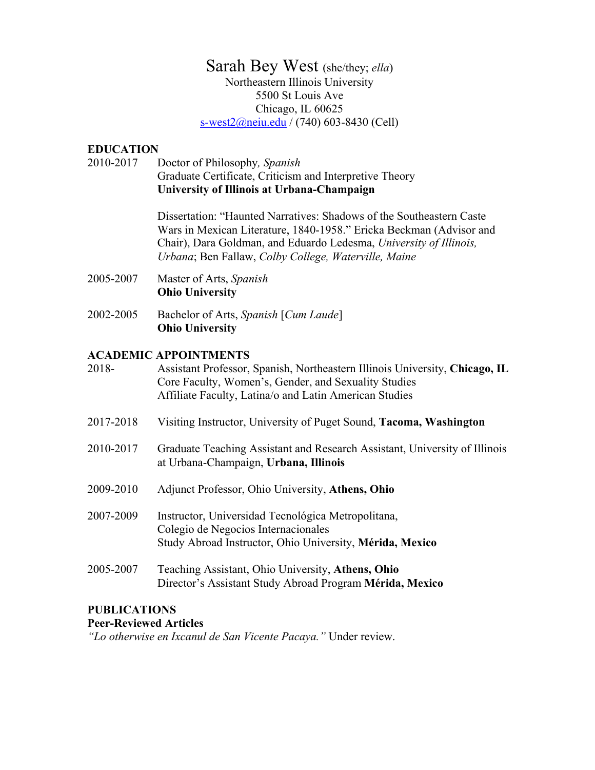# Sarah Bey West (she/they; *ella*)

Northeastern Illinois University
5500 St Louis Ave
Chicago, IL 60625
s-west2@neiu.edu / (740) 603-8430 (Cell)

## EDUCATION

2010-2017 Doctor of Philosophy*, Spanish*
Graduate Certificate, Criticism and Interpretive Theory
**University of Illinois at Urbana-Champaign**

Dissertation: "Haunted Narratives: Shadows of the Southeastern Caste Wars in Mexican Literature, 1840-1958." Ericka Beckman (Advisor and Chair), Dara Goldman, and Eduardo Ledesma, *University of Illinois, Urbana*; Ben Fallaw, *Colby College, Waterville, Maine*

2005-2007 Master of Arts, *Spanish*
**Ohio University**

2002-2005 Bachelor of Arts, *Spanish* [*Cum Laude*]
**Ohio University**

## ACADEMIC APPOINTMENTS

2018- Assistant Professor, Spanish, Northeastern Illinois University, **Chicago, IL**
Core Faculty, Women's, Gender, and Sexuality Studies
Affiliate Faculty, Latina/o and Latin American Studies

2017-2018 Visiting Instructor, University of Puget Sound, **Tacoma, Washington**

2010-2017 Graduate Teaching Assistant and Research Assistant, University of Illinois at Urbana-Champaign, **Urbana, Illinois**

2009-2010 Adjunct Professor, Ohio University, **Athens, Ohio**

2007-2009 Instructor, Universidad Tecnológica Metropolitana,
Colegio de Negocios Internacionales
Study Abroad Instructor, Ohio University, **Mérida, Mexico**

2005-2007 Teaching Assistant, Ohio University, **Athens, Ohio**
Director's Assistant Study Abroad Program **Mérida, Mexico**

## PUBLICATIONS

### Peer-Reviewed Articles

*"Lo otherwise en Ixcanul de San Vicente Pacaya."* Under review.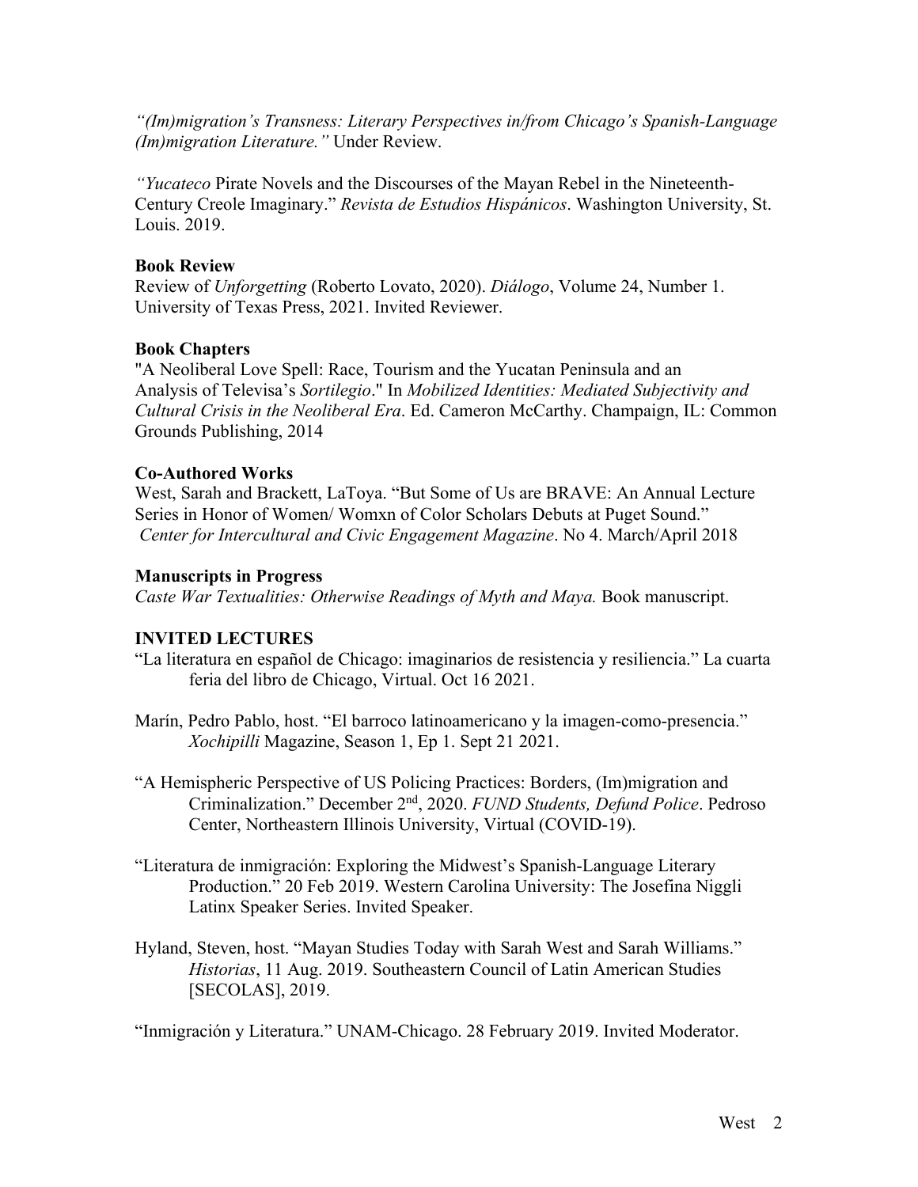*"(Im)migration's Transness: Literary Perspectives in/from Chicago's Spanish-Language (Im)migration Literature."* Under Review.

*"Yucateco* Pirate Novels and the Discourses of the Mayan Rebel in the Nineteenth-Century Creole Imaginary." *Revista de Estudios Hispánicos*. Washington University, St. Louis. 2019.

**Book Review**

Review of *Unforgetting* (Roberto Lovato, 2020). *Diálogo*, Volume 24, Number 1. University of Texas Press, 2021. Invited Reviewer.

**Book Chapters**

"A Neoliberal Love Spell: Race, Tourism and the Yucatan Peninsula and an Analysis of Televisa's *Sortilegio*." In *Mobilized Identities: Mediated Subjectivity and Cultural Crisis in the Neoliberal Era*. Ed. Cameron McCarthy. Champaign, IL: Common Grounds Publishing, 2014

**Co-Authored Works**

West, Sarah and Brackett, LaToya. "But Some of Us are BRAVE: An Annual Lecture Series in Honor of Women/ Womxn of Color Scholars Debuts at Puget Sound." *Center for Intercultural and Civic Engagement Magazine*. No 4. March/April 2018

**Manuscripts in Progress**

*Caste War Textualities: Otherwise Readings of Myth and Maya.* Book manuscript.

**INVITED LECTURES**

"La literatura en español de Chicago: imaginarios de resistencia y resiliencia." La cuarta feria del libro de Chicago, Virtual. Oct 16 2021.

Marín, Pedro Pablo, host. "El barroco latinoamericano y la imagen-como-presencia." *Xochipilli* Magazine, Season 1, Ep 1. Sept 21 2021.

"A Hemispheric Perspective of US Policing Practices: Borders, (Im)migration and Criminalization." December 2nd, 2020. *FUND Students, Defund Police*. Pedroso Center, Northeastern Illinois University, Virtual (COVID-19).

"Literatura de inmigración: Exploring the Midwest's Spanish-Language Literary Production." 20 Feb 2019. Western Carolina University: The Josefina Niggli Latinx Speaker Series. Invited Speaker.

Hyland, Steven, host. "Mayan Studies Today with Sarah West and Sarah Williams." *Historias*, 11 Aug. 2019. Southeastern Council of Latin American Studies [SECOLAS], 2019.

"Inmigración y Literatura." UNAM-Chicago. 28 February 2019. Invited Moderator.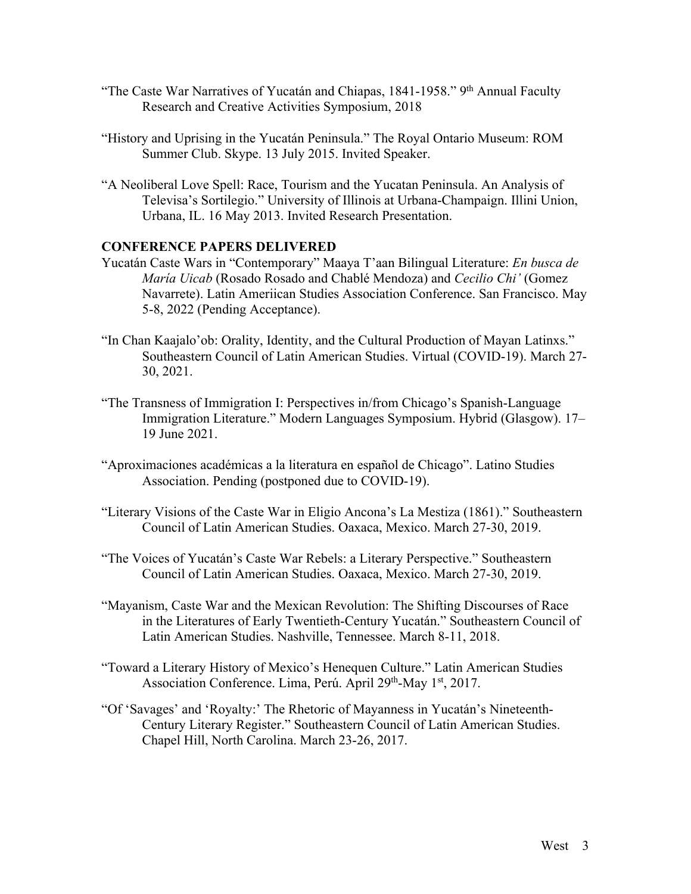"The Caste War Narratives of Yucatán and Chiapas, 1841-1958." 9th Annual Faculty Research and Creative Activities Symposium, 2018

"History and Uprising in the Yucatán Peninsula." The Royal Ontario Museum: ROM Summer Club. Skype. 13 July 2015. Invited Speaker.

"A Neoliberal Love Spell: Race, Tourism and the Yucatan Peninsula. An Analysis of Televisa's Sortilegio." University of Illinois at Urbana-Champaign. Illini Union, Urbana, IL. 16 May 2013. Invited Research Presentation.

**CONFERENCE PAPERS DELIVERED**

Yucatán Caste Wars in "Contemporary" Maaya T'aan Bilingual Literature: *En busca de María Uicab* (Rosado Rosado and Chablé Mendoza) and *Cecilio Chi'* (Gomez Navarrete). Latin Ameriican Studies Association Conference. San Francisco. May 5-8, 2022 (Pending Acceptance).

"In Chan Kaajalo'ob: Orality, Identity, and the Cultural Production of Mayan Latinxs." Southeastern Council of Latin American Studies. Virtual (COVID-19). March 27-30, 2021.

"The Transness of Immigration I: Perspectives in/from Chicago's Spanish-Language Immigration Literature." Modern Languages Symposium. Hybrid (Glasgow). 17–19 June 2021.

"Aproximaciones académicas a la literatura en español de Chicago". Latino Studies Association. Pending (postponed due to COVID-19).

"Literary Visions of the Caste War in Eligio Ancona's La Mestiza (1861)." Southeastern Council of Latin American Studies. Oaxaca, Mexico. March 27-30, 2019.

"The Voices of Yucatán's Caste War Rebels: a Literary Perspective." Southeastern Council of Latin American Studies. Oaxaca, Mexico. March 27-30, 2019.

"Mayanism, Caste War and the Mexican Revolution: The Shifting Discourses of Race in the Literatures of Early Twentieth-Century Yucatán." Southeastern Council of Latin American Studies. Nashville, Tennessee. March 8-11, 2018.

"Toward a Literary History of Mexico's Henequen Culture." Latin American Studies Association Conference. Lima, Perú. April 29th-May 1st, 2017.

"Of 'Savages' and 'Royalty:' The Rhetoric of Mayanness in Yucatán's Nineteenth-Century Literary Register." Southeastern Council of Latin American Studies. Chapel Hill, North Carolina. March 23-26, 2017.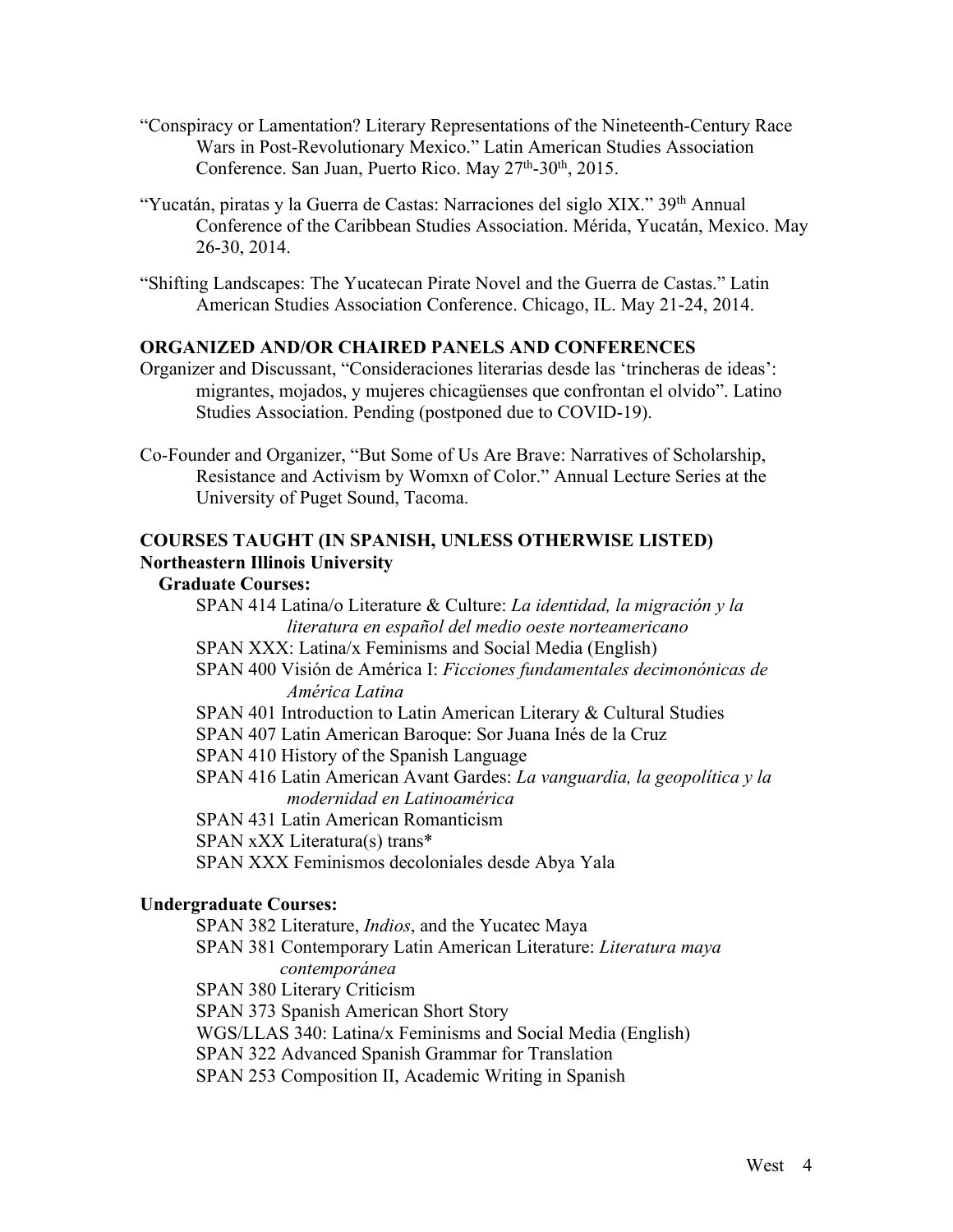"Conspiracy or Lamentation? Literary Representations of the Nineteenth-Century Race Wars in Post-Revolutionary Mexico." Latin American Studies Association Conference. San Juan, Puerto Rico. May 27th-30th, 2015.

"Yucatán, piratas y la Guerra de Castas: Narraciones del siglo XIX." 39th Annual Conference of the Caribbean Studies Association. Mérida, Yucatán, Mexico. May 26-30, 2014.

"Shifting Landscapes: The Yucatecan Pirate Novel and the Guerra de Castas." Latin American Studies Association Conference. Chicago, IL. May 21-24, 2014.

## ORGANIZED AND/OR CHAIRED PANELS AND CONFERENCES

Organizer and Discussant, "Consideraciones literarias desde las 'trincheras de ideas': migrantes, mojados, y mujeres chicagüenses que confrontan el olvido". Latino Studies Association. Pending (postponed due to COVID-19).

Co-Founder and Organizer, "But Some of Us Are Brave: Narratives of Scholarship, Resistance and Activism by Womxn of Color." Annual Lecture Series at the University of Puget Sound, Tacoma.

## COURSES TAUGHT (IN SPANISH, UNLESS OTHERWISE LISTED)

### Northeastern Illinois University

**Graduate Courses:**

- SPAN 414 Latina/o Literature & Culture: *La identidad, la migración y la literatura en español del medio oeste norteamericano*
- SPAN XXX: Latina/x Feminisms and Social Media (English)
- SPAN 400 Visión de América I: *Ficciones fundamentales decimonónicas de América Latina*
- SPAN 401 Introduction to Latin American Literary & Cultural Studies
- SPAN 407 Latin American Baroque: Sor Juana Inés de la Cruz
- SPAN 410 History of the Spanish Language
- SPAN 416 Latin American Avant Gardes: *La vanguardia, la geopolítica y la modernidad en Latinoamérica*
- SPAN 431 Latin American Romanticism
- SPAN xXX Literatura(s) trans*
- SPAN XXX Feminismos decoloniales desde Abya Yala

**Undergraduate Courses:**

- SPAN 382 Literature, *Indios*, and the Yucatec Maya
- SPAN 381 Contemporary Latin American Literature: *Literatura maya contemporánea*
- SPAN 380 Literary Criticism
- SPAN 373 Spanish American Short Story
- WGS/LLAS 340: Latina/x Feminisms and Social Media (English)
- SPAN 322 Advanced Spanish Grammar for Translation
- SPAN 253 Composition II, Academic Writing in Spanish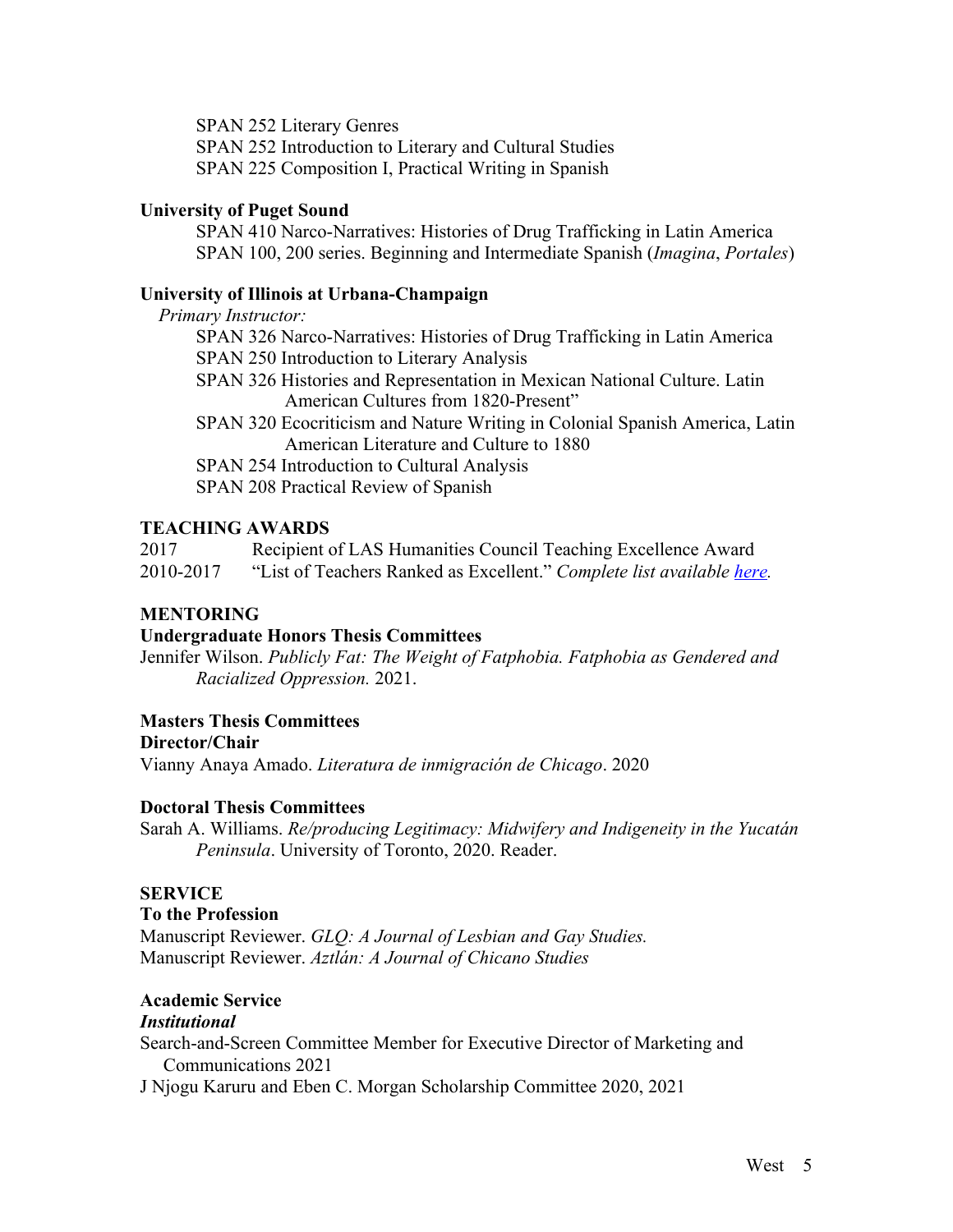SPAN 252 Literary Genres
SPAN 252 Introduction to Literary and Cultural Studies
SPAN 225 Composition I, Practical Writing in Spanish

**University of Puget Sound**

SPAN 410 Narco-Narratives: Histories of Drug Trafficking in Latin America
SPAN 100, 200 series. Beginning and Intermediate Spanish (*Imagina*, *Portales*)

**University of Illinois at Urbana-Champaign**

*Primary Instructor:*

SPAN 326 Narco-Narratives: Histories of Drug Trafficking in Latin America
SPAN 250 Introduction to Literary Analysis
SPAN 326 Histories and Representation in Mexican National Culture. Latin American Cultures from 1820-Present"
SPAN 320 Ecocriticism and Nature Writing in Colonial Spanish America, Latin American Literature and Culture to 1880
SPAN 254 Introduction to Cultural Analysis
SPAN 208 Practical Review of Spanish

## TEACHING AWARDS

2017 Recipient of LAS Humanities Council Teaching Excellence Award
2010-2017 "List of Teachers Ranked as Excellent." *Complete list available here.*

## MENTORING

**Undergraduate Honors Thesis Committees**

Jennifer Wilson. *Publicly Fat: The Weight of Fatphobia. Fatphobia as Gendered and Racialized Oppression.* 2021.

**Masters Thesis Committees**

**Director/Chair**

Vianny Anaya Amado. *Literatura de inmigración de Chicago*. 2020

**Doctoral Thesis Committees**

Sarah A. Williams. *Re/producing Legitimacy: Midwifery and Indigeneity in the Yucatán Peninsula*. University of Toronto, 2020. Reader.

## SERVICE

**To the Profession**

Manuscript Reviewer. *GLQ: A Journal of Lesbian and Gay Studies.*
Manuscript Reviewer. *Aztlán: A Journal of Chicano Studies*

**Academic Service**

***Institutional***

Search-and-Screen Committee Member for Executive Director of Marketing and Communications 2021
J Njogu Karuru and Eben C. Morgan Scholarship Committee 2020, 2021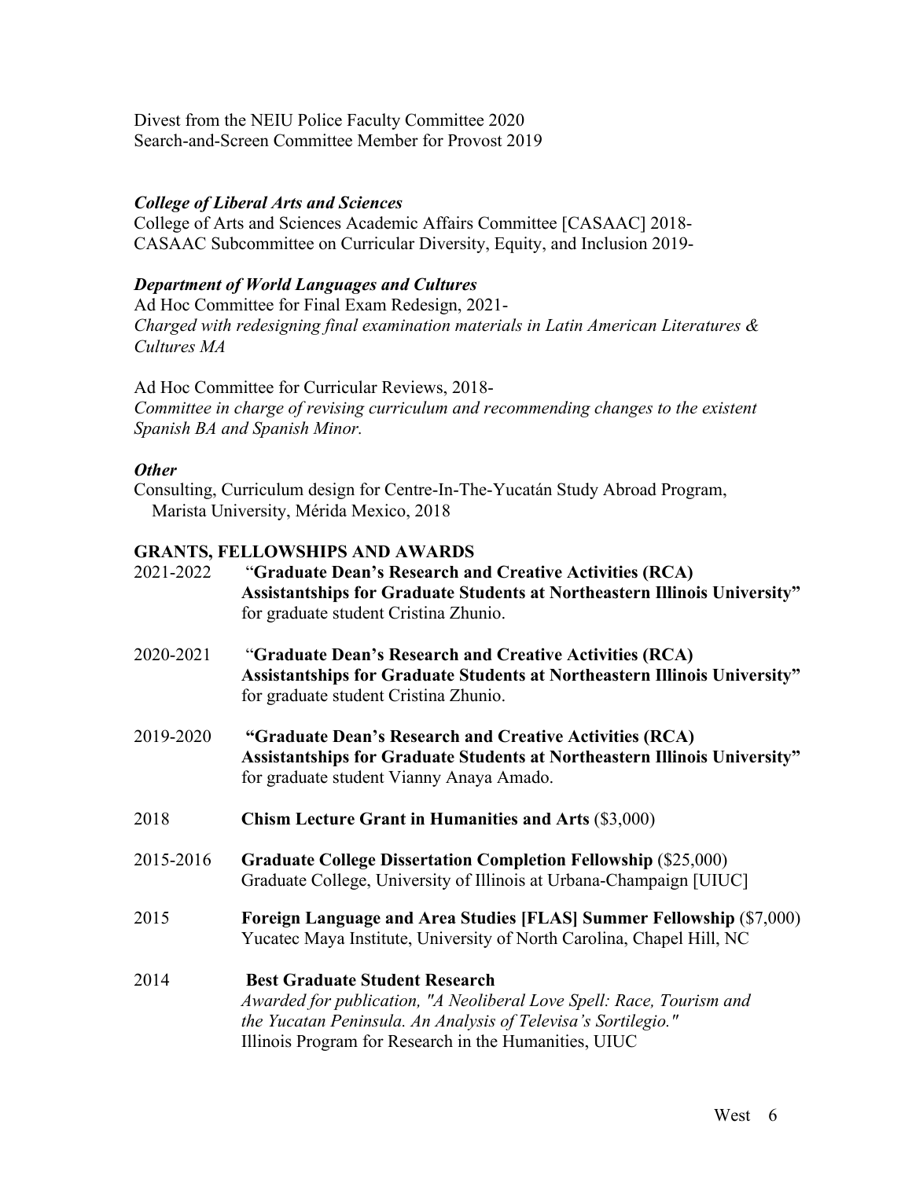Divest from the NEIU Police Faculty Committee 2020
Search-and-Screen Committee Member for Provost 2019

### *College of Liberal Arts and Sciences*

College of Arts and Sciences Academic Affairs Committee [CASAAC] 2018-
CASAAC Subcommittee on Curricular Diversity, Equity, and Inclusion 2019-

### *Department of World Languages and Cultures*

Ad Hoc Committee for Final Exam Redesign, 2021-
*Charged with redesigning final examination materials in Latin American Literatures & Cultures MA*

Ad Hoc Committee for Curricular Reviews, 2018-
*Committee in charge of revising curriculum and recommending changes to the existent Spanish BA and Spanish Minor.*

### *Other*

Consulting, Curriculum design for Centre-In-The-Yucatán Study Abroad Program, Marista University, Mérida Mexico, 2018

## GRANTS, FELLOWSHIPS AND AWARDS

2021-2022 "**Graduate Dean's Research and Creative Activities (RCA) Assistantships for Graduate Students at Northeastern Illinois University"** for graduate student Cristina Zhunio.

2020-2021 "**Graduate Dean's Research and Creative Activities (RCA) Assistantships for Graduate Students at Northeastern Illinois University"** for graduate student Cristina Zhunio.

2019-2020 **"Graduate Dean's Research and Creative Activities (RCA) Assistantships for Graduate Students at Northeastern Illinois University"** for graduate student Vianny Anaya Amado.

2018 **Chism Lecture Grant in Humanities and Arts** ($3,000)

2015-2016 **Graduate College Dissertation Completion Fellowship** ($25,000)
Graduate College, University of Illinois at Urbana-Champaign [UIUC]

2015 **Foreign Language and Area Studies [FLAS] Summer Fellowship** ($7,000)
Yucatec Maya Institute, University of North Carolina, Chapel Hill, NC

2014 **Best Graduate Student Research**
*Awarded for publication, "A Neoliberal Love Spell: Race, Tourism and the Yucatan Peninsula. An Analysis of Televisa's Sortilegio."*
Illinois Program for Research in the Humanities, UIUC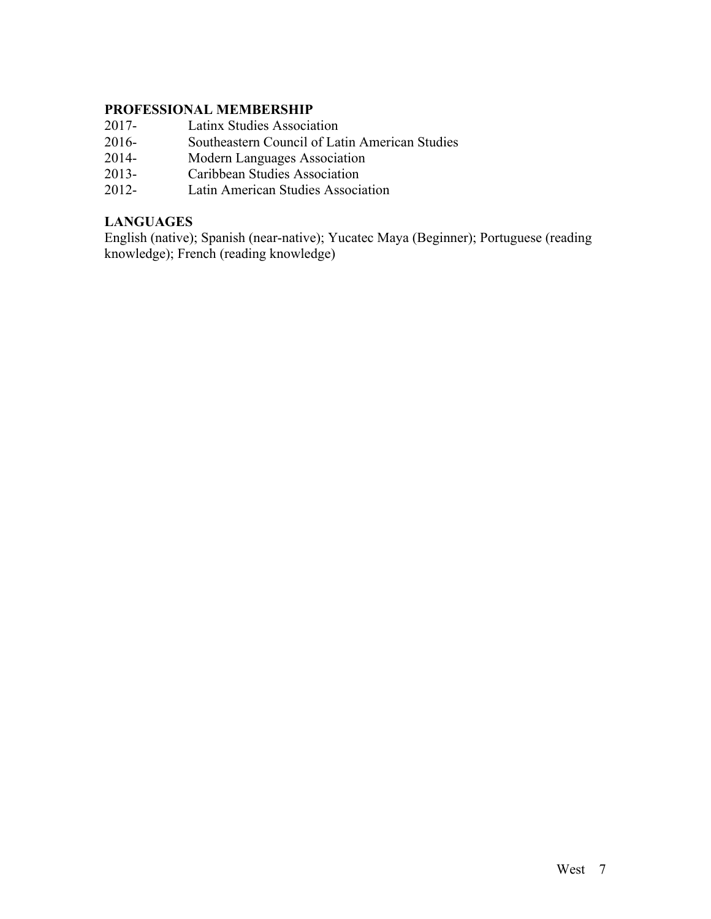**PROFESSIONAL MEMBERSHIP**

2017- Latinx Studies Association
2016- Southeastern Council of Latin American Studies
2014- Modern Languages Association
2013- Caribbean Studies Association
2012- Latin American Studies Association

**LANGUAGES**

English (native); Spanish (near-native); Yucatec Maya (Beginner); Portuguese (reading knowledge); French (reading knowledge)